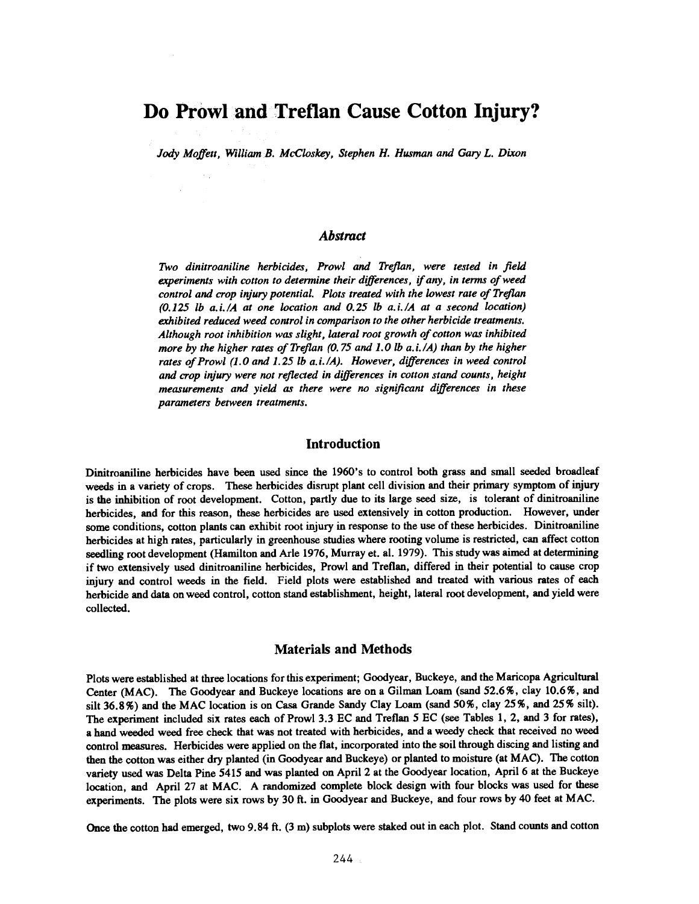# Do Prowl and Treflan Cause Cotton Injury?

*Jody Moffett, William B. McCloskey, Stephen H. Husman and Gary L. Dixon*

### *Abstract*

*Two dinitroaniline herbicides, Prowl and Treflan, were tested in field experiments with cotton to determine their differences, if any, in terms of weed control and crop injury potential. Plots treated with the lowest rate of Treflan (0.125 lb a.i./A at one location and 0.25 lb a.i./A at a second location) exhibited reduced weed control in comparison to the other herbicide treatments. Although root inhibition was slight, lateral root growth of cotton was inhibited more by the higher rates of Treflan (0.75 and 1.0 lb a.i./A) than by the higher rates of Prowl (1.0 and 1.25 lb a.i./A). However, differences in weed control and crop injury were not reflected in differences in cotton stand counts, height measurements and yield as there were no significant differences in these parameters between treatments.*

## Introduction

Dinitroaniline herbicides have been used since the 1960's to control both grass and small seeded broadleaf weeds in a variety of crops. These herbicides disrupt plant cell division and their primary symptom of injury is the inhibition of root development. Cotton, partly due to its large seed size, is tolerant of dinitroaniline herbicides, and for this reason, these herbicides are used extensively in cotton production. However, under some conditions, cotton plants can exhibit root injury in response to the use of these herbicides. Dinitroaniline herbicides at high rates, particularly in greenhouse studies where rooting volume is restricted, can affect cotton seedling root development (Hamilton and Arle 1976, Murray et. al. 1979). This study was aimed at determining if two extensively used dinitroaniline herbicides, Prowl and Treflan, differed in their potential to cause crop injury and control weeds in the field. Field plots were established and treated with various rates of each herbicide and data on weed control, cotton stand establishment, height, lateral root development, and yield were collected.

## Materials and Methods

Plots were established at three locations for this experiment; Goodyear, Buckeye, and the Maricopa Agricultural Center (MAC). The Goodyear and Buckeye locations are on a Gilman Loam (sand 52.6%, clay 10.6%, and silt 36.8%) and the MAC location is on Casa Grande Sandy Clay Loam (sand 50%, clay 25%, and 25% silt). The experiment included six rates each of Prowl 3.3 EC and Treflan 5 EC (see Tables 1, 2, and 3 for rates), a hand weeded weed free check that was not treated with herbicides, and a weedy check that received no weed control measures. Herbicides were applied on the flat, incorporated into the soil through discing and listing and then the cotton was either dry planted (in Goodyear and Buckeye) or planted to moisture (at MAC). The cotton variety used was Delta Pine 5415 and was planted on April 2 at the Goodyear location, April 6 at the Buckeye location, and April 27 at MAC. A randomized complete block design with four blocks was used for these experiments. The plots were six rows by 30 ft. in Goodyear and Buckeye, and four rows by 40 feet at MAC.

Once the cotton had emerged, two 9.84 ft. (3 m) subplots were staked out in each plot. Stand counts and cotton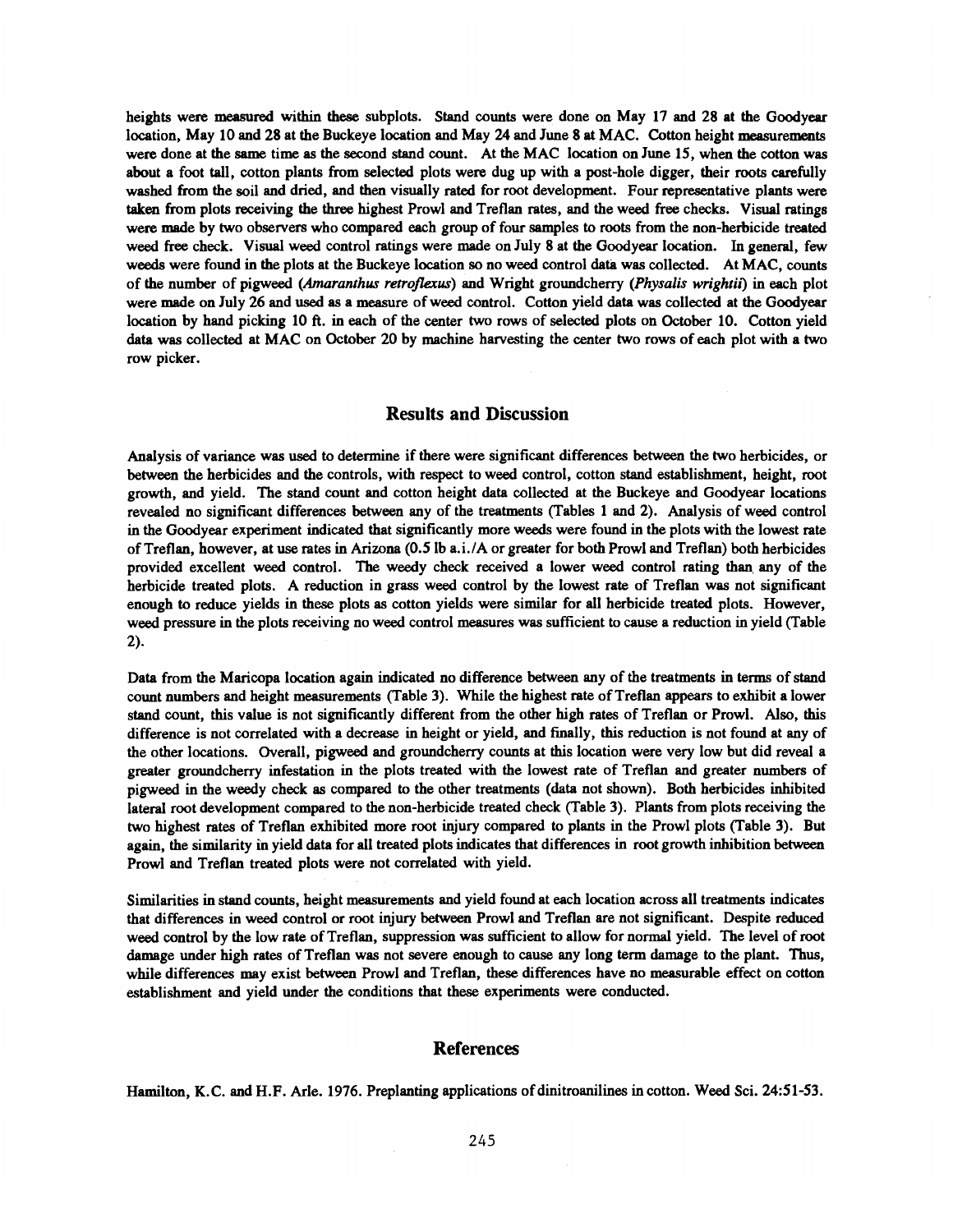heights were measured within these subplots. Stand counts were done on May 17 and 28 at the Goodyear location, May 10 and 28 at the Buckeye location and May 24 and June 8 at MAC. Cotton height measurements were done at the same time as the second stand count. At the MAC location on June 15, when the cotton was about a foot tall, cotton plants from selected plots were dug up with a post-hole digger, their roots carefully washed from the soil and dried, and then visually rated for root development. Four representative plants were taken from plots receiving the three highest Prowl and Treflan rates, and the weed free checks. Visual ratings were made by two observers who compared each group of four samples to roots from the non-herbicide treated weed free check. Visual weed control ratings were made on July 8 at the Goodyear location. In general, few weeds were found in the plots at the Buckeye location so no weed control data was collected. At MAC, counts of the number of pigweed (*Amaranthus retroflexus*) and Wright groundcherry (*Physalis wrightii*) in each plot were made on July 26 and used as a measure of weed control. Cotton yield data was collected at the Goodyear location by hand picking 10 ft. in each of the center two rows of selected plots on October 10. Cotton yield data was collected at MAC on October 20 by machine harvesting the center two rows of each plot with a two row picker.

## Results and Discussion

Analysis of variance was used to determine if there were significant differences between the two herbicides, or between the herbicides and the controls, with respect to weed control, cotton stand establishment, height, root growth, and yield. The stand count and cotton height data collected at the Buckeye and Goodyear locations revealed no significant differences between any of the treatments (Tables 1 and 2). Analysis of weed control in the Goodyear experiment indicated that significantly more weeds were found in the plots with the lowest rate of Treflan, however, at use rates in Arizona (0.5 lb a.i./A or greater for both Prowl and Treflan) both herbicides provided excellent weed control. The weedy check received a lower weed control rating than any of the herbicide treated plots. A reduction in grass weed control by the lowest rate of Treflan was not significant enough to reduce yields in these plots as cotton yields were similar for all herbicide treated plots. However, weed pressure in the plots receiving no weed control measures was sufficient to cause a reduction in yield (Table 2).

Data from the Maricopa location again indicated no difference between any of the treatments in terms of stand count numbers and height measurements (Table 3). While the highest rate of Treflan appears to exhibit a lower stand count, this value is not significantly different from the other high rates of Treflan or Prowl. Also, this difference is not correlated with a decrease in height or yield, and finally, this reduction is not found at any of the other locations. Overall, pigweed and groundcherry counts at this location were very low but did reveal a greater groundcherry infestation in the plots treated with the lowest rate of Treflan and greater numbers of pigweed in the weedy check as compared to the other treatments (data not shown). Both herbicides inhibited lateral root development compared to the non-herbicide treated check (Table 3). Plants from plots receiving the two highest rates of Treflan exhibited more root injury compared to plants in the Prowl plots (Table 3). But again, the similarity in yield data for all treated plots indicates that differences in root growth inhibition between Prowl and Treflan treated plots were not correlated with yield.

Similarities in stand counts, height measurements and yield found at each location across all treatments indicates that differences in weed control or root injury between Prowl and Treflan are not significant. Despite reduced weed control by the low rate of Treflan, suppression was sufficient to allow for normal yield. The level of root damage under high rates of Treflan was not severe enough to cause any long term damage to the plant. Thus, while differences may exist between Prowl and Treflan, these differences have no measurable effect on cotton establishment and yield under the conditions that these experiments were conducted.

## References

Hamilton, K.C. and H.F. Arle. 1976. Preplanting applications of dinitroanilines in cotton. Weed Sci. 24:51-53.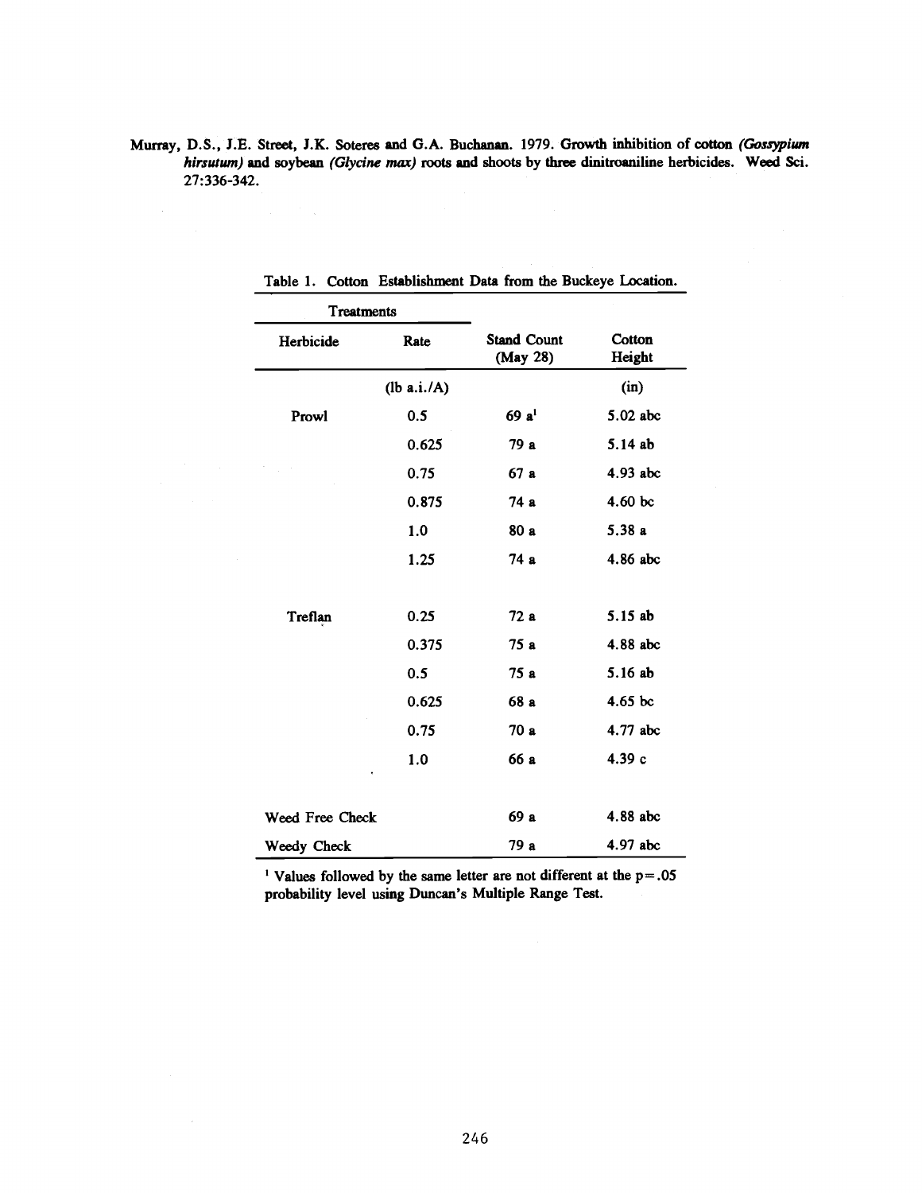Murray, D.S., J.E. Street, J.K. Soteres and G.A. Buchanan. 1979. Growth inhibition of cotton *(Gossypium hirsutum)* and soybean *(Glycine max)* roots and shoots by three dinitroaniline herbicides. Weed Sci. 27:336-342.

Table 1. Cotton Establishment Data from the Buckeye Location.

| Treatments | | | |
|---|---|---|---|
| Herbicide | Rate | Stand Count (May 28) | Cotton Height |
| | (lb a.i./A) | | (in) |
| Prowl | 0.5 | 69 a[1] | 5.02 abc |
| | 0.625 | 79 a | 5.14 ab |
| | 0.75 | 67 a | 4.93 abc |
| | 0.875 | 74 a | 4.60 bc |
| | 1.0 | 80 a | 5.38 a |
| | 1.25 | 74 a | 4.86 abc |
| Treflan | 0.25 | 72 a | 5.15 ab |
| | 0.375 | 75 a | 4.88 abc |
| | 0.5 | 75 a | 5.16 ab |
| | 0.625 | 68 a | 4.65 bc |
| | 0.75 | 70 a | 4.77 abc |
| | 1.0 | 66 a | 4.39 c |
| Weed Free Check | | 69 a | 4.88 abc |
| Weedy Check | | 79 a | 4.97 abc |

[1] Values followed by the same letter are not different at the $p=.05$ probability level using Duncan's Multiple Range Test.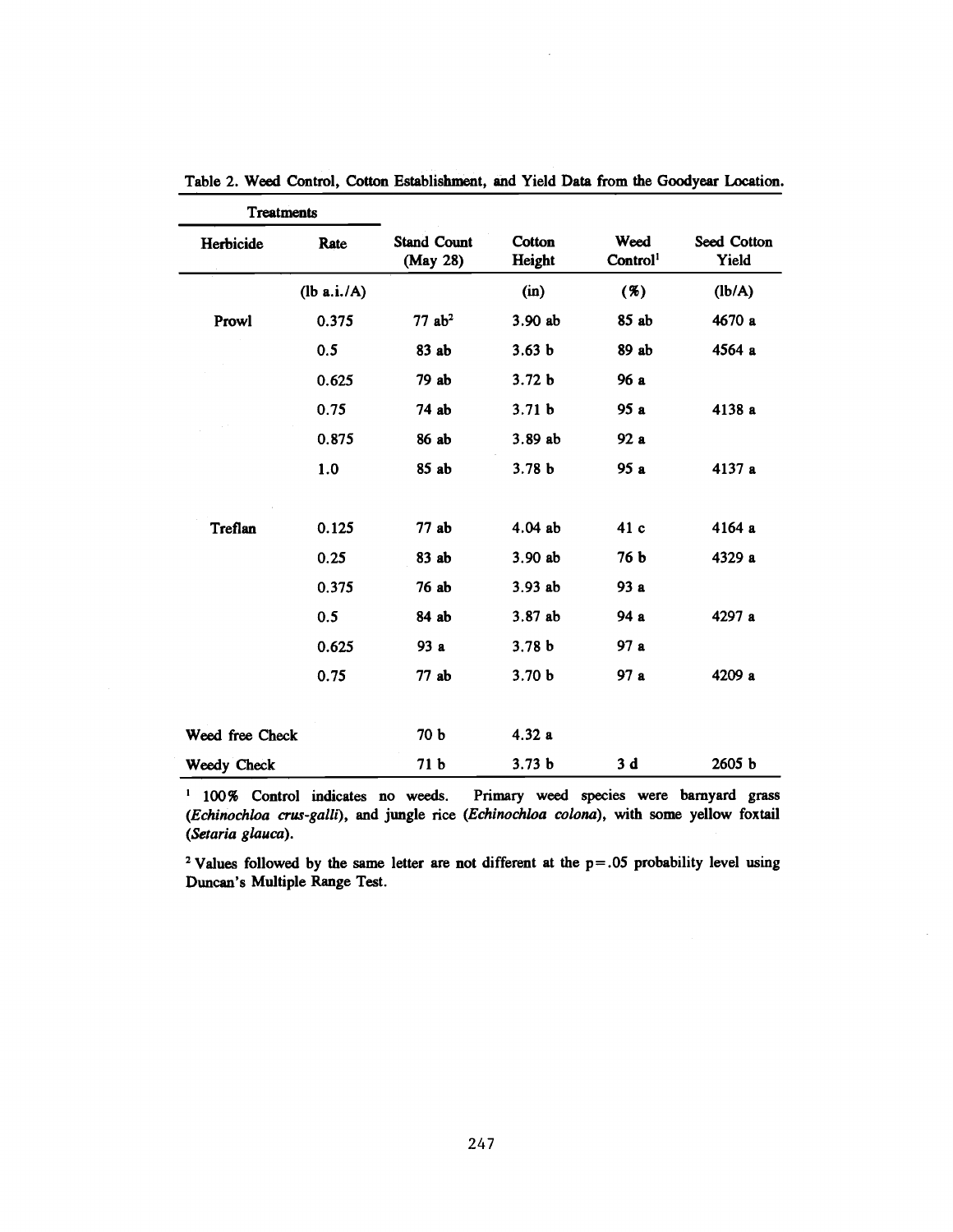Table 2. Weed Control, Cotton Establishment, and Yield Data from the Goodyear Location.

| Treatments | | | | | |
|---|---|---|---|---|---|
| Herbicide | Rate | Stand Count (May 28) | Cotton Height | Weed Control[1] | Seed Cotton Yield |
| | (lb a.i./A) | | (in) | (%) | (lb/A) |
| Prowl | 0.375 | 77 ab[2] | 3.90 ab | 85 ab | 4670 a |
| | 0.5 | 83 ab | 3.63 b | 89 ab | 4564 a |
| | 0.625 | 79 ab | 3.72 b | 96 a | |
| | 0.75 | 74 ab | 3.71 b | 95 a | 4138 a |
| | 0.875 | 86 ab | 3.89 ab | 92 a | |
| | 1.0 | 85 ab | 3.78 b | 95 a | 4137 a |
| Treflan | 0.125 | 77 ab | 4.04 ab | 41 c | 4164 a |
| | 0.25 | 83 ab | 3.90 ab | 76 b | 4329 a |
| | 0.375 | 76 ab | 3.93 ab | 93 a | |
| | 0.5 | 84 ab | 3.87 ab | 94 a | 4297 a |
| | 0.625 | 93 a | 3.78 b | 97 a | |
| | 0.75 | 77 ab | 3.70 b | 97 a | 4209 a |
| Weed free Check | | 70 b | 4.32 a | | |
| Weedy Check | | 71 b | 3.73 b | 3 d | 2605 b |

[1] 100% Control indicates no weeds. Primary weed species were barnyard grass (*Echinochloa crus-galli*), and jungle rice (*Echinochloa colona*), with some yellow foxtail (*Setaria glauca*).

[2] Values followed by the same letter are not different at the p=.05 probability level using Duncan's Multiple Range Test.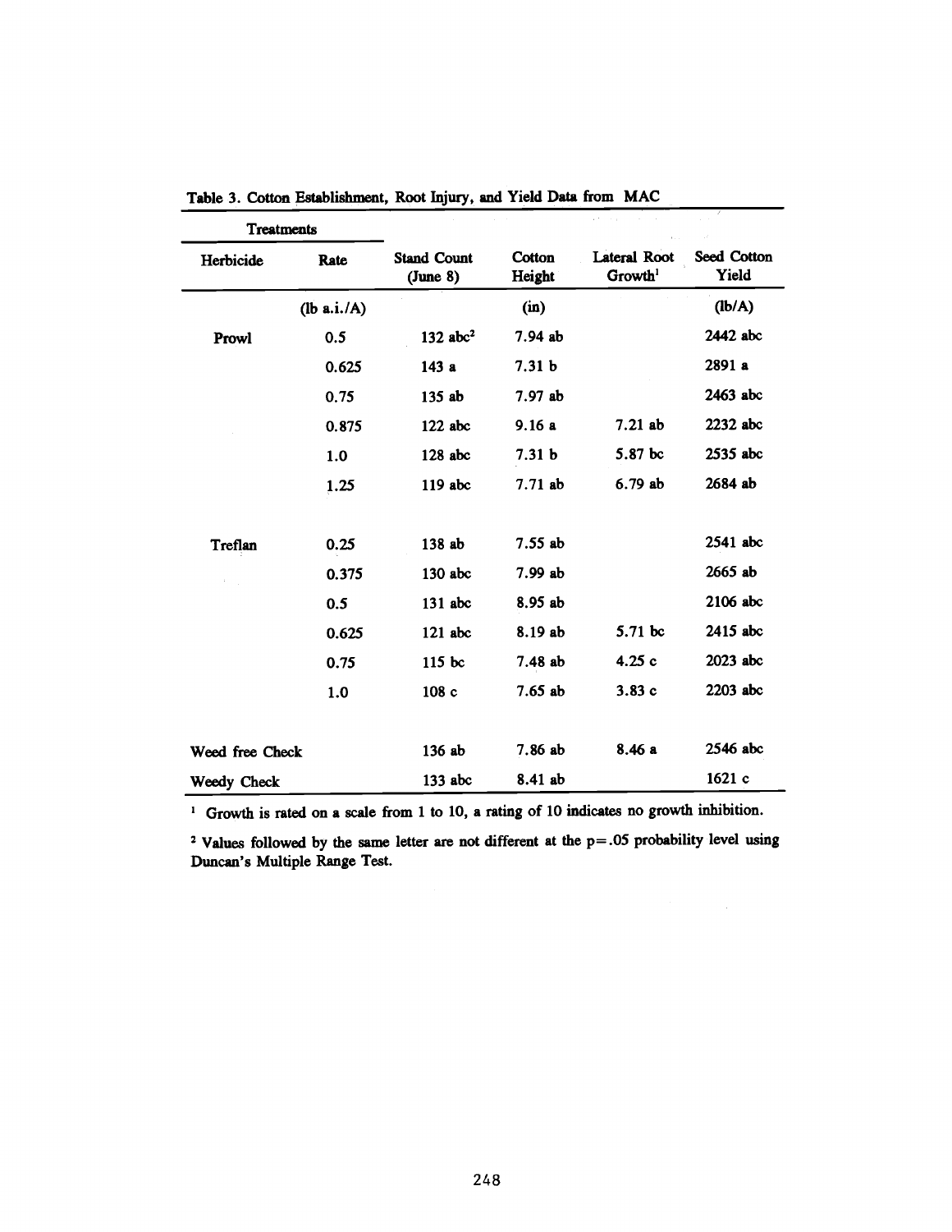Table 3. Cotton Establishment, Root Injury, and Yield Data from MAC

| Treatments | | | | | |
|---|---|---|---|---|---|
| Herbicide | Rate | Stand Count (June 8) | Cotton Height | Lateral Root Growth[1] | Seed Cotton Yield |
| | (lb a.i./A) | | (in) | | (lb/A) |
| Prowl | 0.5 | 132 abc[2] | 7.94 ab | | 2442 abc |
| | 0.625 | 143 a | 7.31 b | | 2891 a |
| | 0.75 | 135 ab | 7.97 ab | | 2463 abc |
| | 0.875 | 122 abc | 9.16 a | 7.21 ab | 2232 abc |
| | 1.0 | 128 abc | 7.31 b | 5.87 bc | 2535 abc |
| | 1.25 | 119 abc | 7.71 ab | 6.79 ab | 2684 ab |
| Treflan | 0.25 | 138 ab | 7.55 ab | | 2541 abc |
| | 0.375 | 130 abc | 7.99 ab | | 2665 ab |
| | 0.5 | 131 abc | 8.95 ab | | 2106 abc |
| | 0.625 | 121 abc | 8.19 ab | 5.71 bc | 2415 abc |
| | 0.75 | 115 bc | 7.48 ab | 4.25 c | 2023 abc |
| | 1.0 | 108 c | 7.65 ab | 3.83 c | 2203 abc |
| Weed free Check | | 136 ab | 7.86 ab | 8.46 a | 2546 abc |
| Weedy Check | | 133 abc | 8.41 ab | | 1621 c |

[1] Growth is rated on a scale from 1 to 10, a rating of 10 indicates no growth inhibition.

[2] Values followed by the same letter are not different at the p=.05 probability level using Duncan's Multiple Range Test.